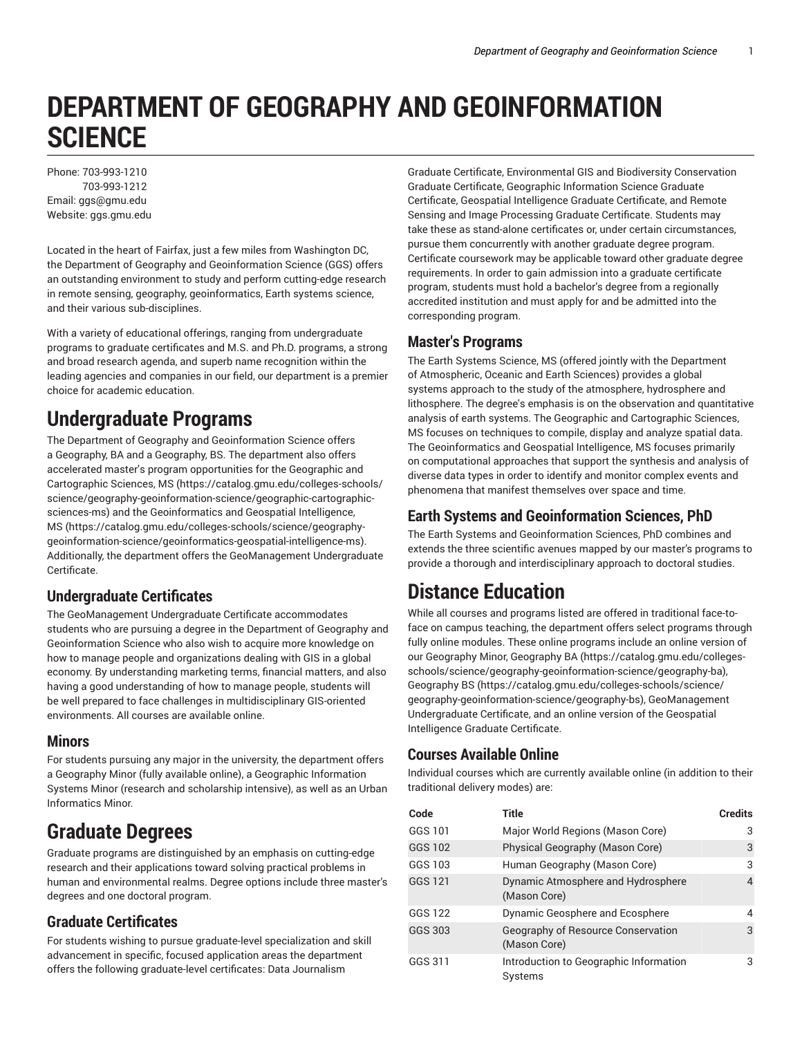# DEPARTMENT OF GEOGRAPHY AND GEOINFORMATION SCIENCE

Phone: 703-993-1210
703-993-1212
Email: ggs@gmu.edu
Website: ggs.gmu.edu

Located in the heart of Fairfax, just a few miles from Washington DC, the Department of Geography and Geoinformation Science (GGS) offers an outstanding environment to study and perform cutting-edge research in remote sensing, geography, geoinformatics, Earth systems science, and their various sub-disciplines.

With a variety of educational offerings, ranging from undergraduate programs to graduate certificates and M.S. and Ph.D. programs, a strong and broad research agenda, and superb name recognition within the leading agencies and companies in our field, our department is a premier choice for academic education.

# Undergraduate Programs

The Department of Geography and Geoinformation Science offers a Geography, BA and a Geography, BS. The department also offers accelerated master's program opportunities for the Geographic and Cartographic Sciences, MS (https://catalog.gmu.edu/colleges-schools/science/geography-geoinformation-science/geographic-cartographic-sciences-ms) and the Geoinformatics and Geospatial Intelligence, MS (https://catalog.gmu.edu/colleges-schools/science/geography-geoinformation-science/geoinformatics-geospatial-intelligence-ms). Additionally, the department offers the GeoManagement Undergraduate Certificate.

## Undergraduate Certificates

The GeoManagement Undergraduate Certificate accommodates students who are pursuing a degree in the Department of Geography and Geoinformation Science who also wish to acquire more knowledge on how to manage people and organizations dealing with GIS in a global economy. By understanding marketing terms, financial matters, and also having a good understanding of how to manage people, students will be well prepared to face challenges in multidisciplinary GIS-oriented environments. All courses are available online.

## Minors

For students pursuing any major in the university, the department offers a Geography Minor (fully available online), a Geographic Information Systems Minor (research and scholarship intensive), as well as an Urban Informatics Minor.

# Graduate Degrees

Graduate programs are distinguished by an emphasis on cutting-edge research and their applications toward solving practical problems in human and environmental realms. Degree options include three master's degrees and one doctoral program.

## Graduate Certificates

For students wishing to pursue graduate-level specialization and skill advancement in specific, focused application areas the department offers the following graduate-level certificates: Data Journalism Graduate Certificate, Environmental GIS and Biodiversity Conservation Graduate Certificate, Geographic Information Science Graduate Certificate, Geospatial Intelligence Graduate Certificate, and Remote Sensing and Image Processing Graduate Certificate. Students may take these as stand-alone certificates or, under certain circumstances, pursue them concurrently with another graduate degree program. Certificate coursework may be applicable toward other graduate degree requirements. In order to gain admission into a graduate certificate program, students must hold a bachelor's degree from a regionally accredited institution and must apply for and be admitted into the corresponding program.

## Master's Programs

The Earth Systems Science, MS (offered jointly with the Department of Atmospheric, Oceanic and Earth Sciences) provides a global systems approach to the study of the atmosphere, hydrosphere and lithosphere. The degree's emphasis is on the observation and quantitative analysis of earth systems. The Geographic and Cartographic Sciences, MS focuses on techniques to compile, display and analyze spatial data. The Geoinformatics and Geospatial Intelligence, MS focuses primarily on computational approaches that support the synthesis and analysis of diverse data types in order to identify and monitor complex events and phenomena that manifest themselves over space and time.

## Earth Systems and Geoinformation Sciences, PhD

The Earth Systems and Geoinformation Sciences, PhD combines and extends the three scientific avenues mapped by our master's programs to provide a thorough and interdisciplinary approach to doctoral studies.

# Distance Education

While all courses and programs listed are offered in traditional face-to-face on campus teaching, the department offers select programs through fully online modules. These online programs include an online version of our Geography Minor, Geography BA (https://catalog.gmu.edu/colleges-schools/science/geography-geoinformation-science/geography-ba), Geography BS (https://catalog.gmu.edu/colleges-schools/science/geography-geoinformation-science/geography-bs), GeoManagement Undergraduate Certificate, and an online version of the Geospatial Intelligence Graduate Certificate.

## Courses Available Online

Individual courses which are currently available online (in addition to their traditional delivery modes) are:

| Code | Title | Credits |
|---|---|---|
| GGS 101 | Major World Regions (Mason Core) | 3 |
| GGS 102 | Physical Geography (Mason Core) | 3 |
| GGS 103 | Human Geography (Mason Core) | 3 |
| GGS 121 | Dynamic Atmosphere and Hydrosphere (Mason Core) | 4 |
| GGS 122 | Dynamic Geosphere and Ecosphere | 4 |
| GGS 303 | Geography of Resource Conservation (Mason Core) | 3 |
| GGS 311 | Introduction to Geographic Information Systems | 3 |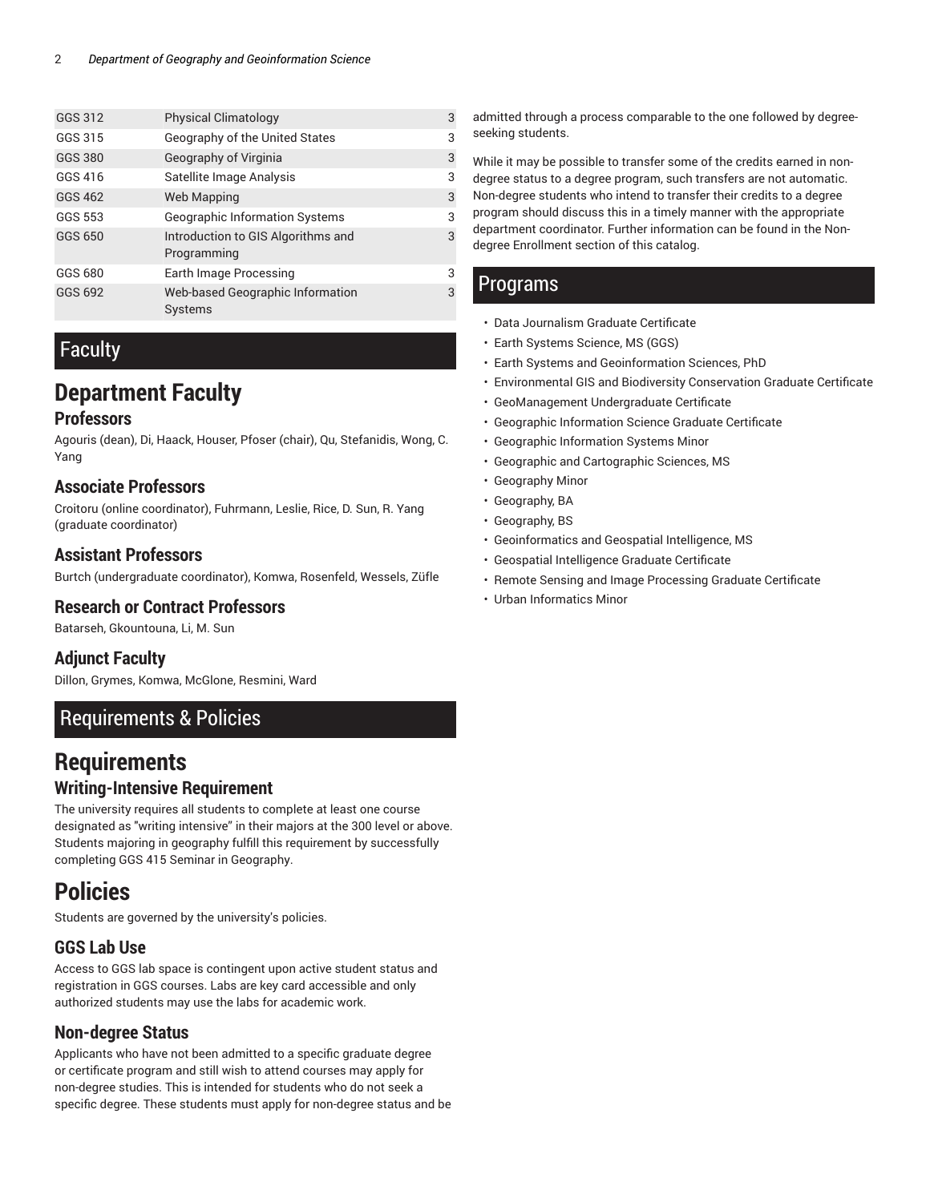| | | |
|---|---|---|
| GGS 312 | Physical Climatology | 3 |
| GGS 315 | Geography of the United States | 3 |
| GGS 380 | Geography of Virginia | 3 |
| GGS 416 | Satellite Image Analysis | 3 |
| GGS 462 | Web Mapping | 3 |
| GGS 553 | Geographic Information Systems | 3 |
| GGS 650 | Introduction to GIS Algorithms and Programming | 3 |
| GGS 680 | Earth Image Processing | 3 |
| GGS 692 | Web-based Geographic Information Systems | 3 |

## Faculty

# Department Faculty

### Professors

Agouris (dean), Di, Haack, Houser, Pfoser (chair), Qu, Stefanidis, Wong, C. Yang

### Associate Professors

Croitoru (online coordinator), Fuhrmann, Leslie, Rice, D. Sun, R. Yang (graduate coordinator)

### Assistant Professors

Burtch (undergraduate coordinator), Komwa, Rosenfeld, Wessels, Züfle

### Research or Contract Professors

Batarseh, Gkountouna, Li, M. Sun

### Adjunct Faculty

Dillon, Grymes, Komwa, McGlone, Resmini, Ward

## Requirements & Policies

# Requirements

### Writing-Intensive Requirement

The university requires all students to complete at least one course designated as "writing intensive" in their majors at the 300 level or above. Students majoring in geography fulfill this requirement by successfully completing GGS 415 Seminar in Geography.

# Policies

Students are governed by the university's policies.

### GGS Lab Use

Access to GGS lab space is contingent upon active student status and registration in GGS courses. Labs are key card accessible and only authorized students may use the labs for academic work.

### Non-degree Status

Applicants who have not been admitted to a specific graduate degree or certificate program and still wish to attend courses may apply for non-degree studies. This is intended for students who do not seek a specific degree. These students must apply for non-degree status and be admitted through a process comparable to the one followed by degree-seeking students.

While it may be possible to transfer some of the credits earned in non-degree status to a degree program, such transfers are not automatic. Non-degree students who intend to transfer their credits to a degree program should discuss this in a timely manner with the appropriate department coordinator. Further information can be found in the Non-degree Enrollment section of this catalog.

## Programs

- Data Journalism Graduate Certificate
- Earth Systems Science, MS (GGS)
- Earth Systems and Geoinformation Sciences, PhD
- Environmental GIS and Biodiversity Conservation Graduate Certificate
- GeoManagement Undergraduate Certificate
- Geographic Information Science Graduate Certificate
- Geographic Information Systems Minor
- Geographic and Cartographic Sciences, MS
- Geography Minor
- Geography, BA
- Geography, BS
- Geoinformatics and Geospatial Intelligence, MS
- Geospatial Intelligence Graduate Certificate
- Remote Sensing and Image Processing Graduate Certificate
- Urban Informatics Minor